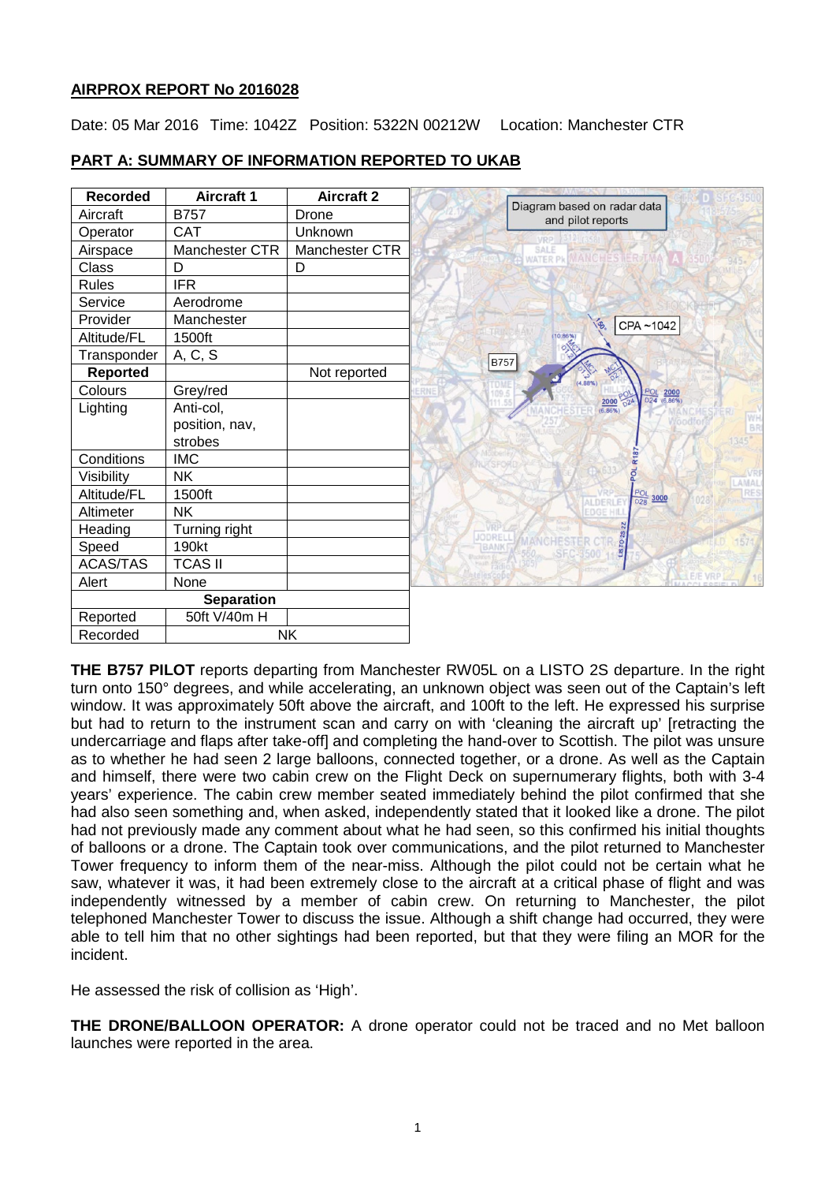## AIRPROX REPORT No 2016028

Date: 05 Mar 2016 Time: 1042Z Position: 5322N 00212W Location: Manchester CTR

## PART A: SUMMARY OF INFORMATION REPORTED TO UKAB

| Recorded | Aircraft 1 | Aircraft 2 |
|---|---|---|
| Aircraft | B757 | Drone |
| Operator | CAT | Unknown |
| Airspace | Manchester CTR | Manchester CTR |
| Class | D | D |
| Rules | IFR | |
| Service | Aerodrome | |
| Provider | Manchester | |
| Altitude/FL | 1500ft | |
| Transponder | A, C, S | |
| **Reported** | | Not reported |
| Colours | Grey/red | |
| Lighting | Anti-col, position, nav, strobes | |
| Conditions | IMC | |
| Visibility | NK | |
| Altitude/FL | 1500ft | |
| Altimeter | NK | |
| Heading | Turning right | |
| Speed | 190kt | |
| ACAS/TAS | TCAS II | |
| Alert | None | |
| **Separation** | | |
| Reported | 50ft V/40m H | |
| Recorded | NK | |

Diagram based on radar data and pilot reports

**THE B757 PILOT** reports departing from Manchester RW05L on a LISTO 2S departure. In the right turn onto 150° degrees, and while accelerating, an unknown object was seen out of the Captain's left window. It was approximately 50ft above the aircraft, and 100ft to the left. He expressed his surprise but had to return to the instrument scan and carry on with 'cleaning the aircraft up' [retracting the undercarriage and flaps after take-off] and completing the hand-over to Scottish. The pilot was unsure as to whether he had seen 2 large balloons, connected together, or a drone. As well as the Captain and himself, there were two cabin crew on the Flight Deck on supernumerary flights, both with 3-4 years' experience. The cabin crew member seated immediately behind the pilot confirmed that she had also seen something and, when asked, independently stated that it looked like a drone. The pilot had not previously made any comment about what he had seen, so this confirmed his initial thoughts of balloons or a drone. The Captain took over communications, and the pilot returned to Manchester Tower frequency to inform them of the near-miss. Although the pilot could not be certain what he saw, whatever it was, it had been extremely close to the aircraft at a critical phase of flight and was independently witnessed by a member of cabin crew. On returning to Manchester, the pilot telephoned Manchester Tower to discuss the issue. Although a shift change had occurred, they were able to tell him that no other sightings had been reported, but that they were filing an MOR for the incident.

He assessed the risk of collision as 'High'.

**THE DRONE/BALLOON OPERATOR:** A drone operator could not be traced and no Met balloon launches were reported in the area.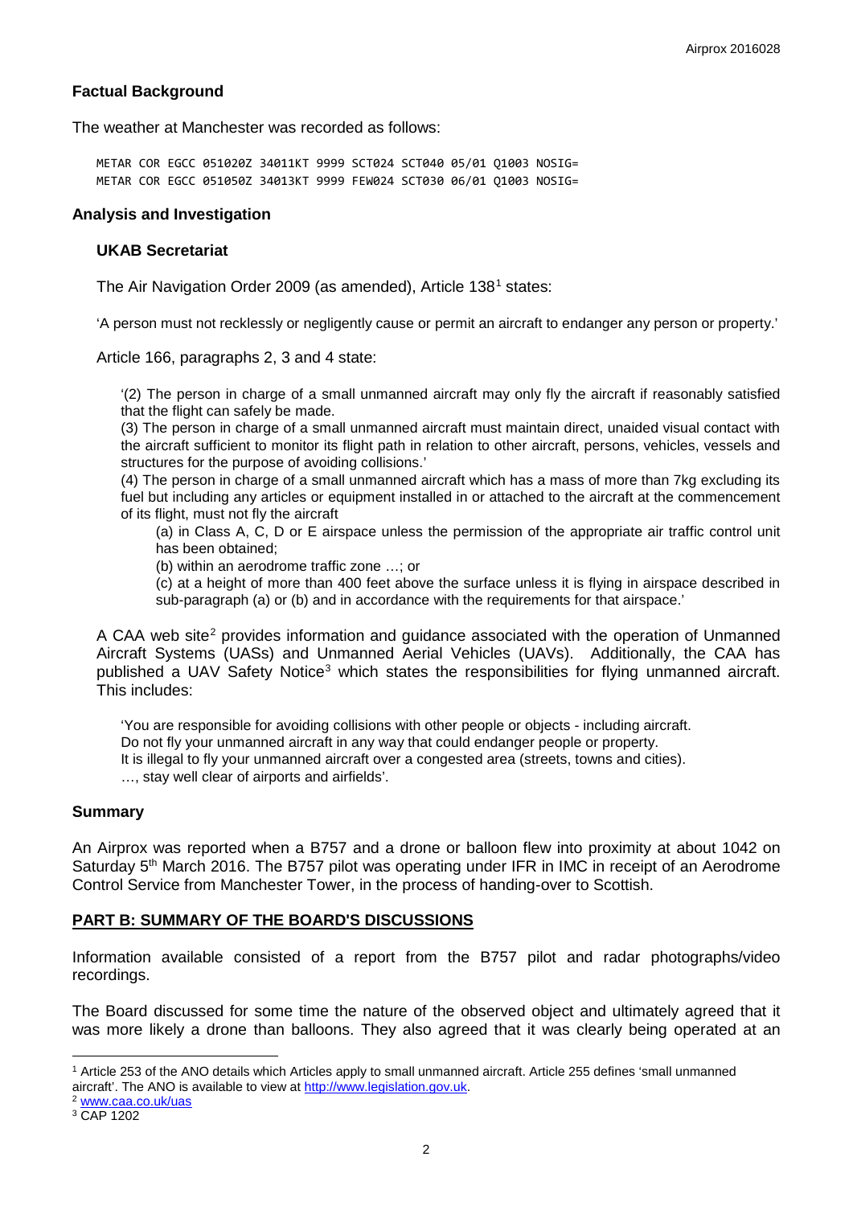## Factual Background

The weather at Manchester was recorded as follows:

```
METAR COR EGCC 051020Z 34011KT 9999 SCT024 SCT040 05/01 Q1003 NOSIG=
METAR COR EGCC 051050Z 34013KT 9999 FEW024 SCT030 06/01 Q1003 NOSIG=
```

## Analysis and Investigation

### UKAB Secretariat

The Air Navigation Order 2009 (as amended), Article 138[1] states:

'A person must not recklessly or negligently cause or permit an aircraft to endanger any person or property.'

Article 166, paragraphs 2, 3 and 4 state:

> '(2) The person in charge of a small unmanned aircraft may only fly the aircraft if reasonably satisfied that the flight can safely be made.
>
> (3) The person in charge of a small unmanned aircraft must maintain direct, unaided visual contact with the aircraft sufficient to monitor its flight path in relation to other aircraft, persons, vehicles, vessels and structures for the purpose of avoiding collisions.'
>
> (4) The person in charge of a small unmanned aircraft which has a mass of more than 7kg excluding its fuel but including any articles or equipment installed in or attached to the aircraft at the commencement of its flight, must not fly the aircraft
>
> (a) in Class A, C, D or E airspace unless the permission of the appropriate air traffic control unit has been obtained;
>
> (b) within an aerodrome traffic zone …; or
>
> (c) at a height of more than 400 feet above the surface unless it is flying in airspace described in sub-paragraph (a) or (b) and in accordance with the requirements for that airspace.'

A CAA web site[2] provides information and guidance associated with the operation of Unmanned Aircraft Systems (UASs) and Unmanned Aerial Vehicles (UAVs). Additionally, the CAA has published a UAV Safety Notice[3] which states the responsibilities for flying unmanned aircraft. This includes:

> 'You are responsible for avoiding collisions with other people or objects - including aircraft.
> Do not fly your unmanned aircraft in any way that could endanger people or property.
> It is illegal to fly your unmanned aircraft over a congested area (streets, towns and cities).
> …, stay well clear of airports and airfields'.

## Summary

An Airprox was reported when a B757 and a drone or balloon flew into proximity at about 1042 on Saturday 5th March 2016. The B757 pilot was operating under IFR in IMC in receipt of an Aerodrome Control Service from Manchester Tower, in the process of handing-over to Scottish.

## PART B: SUMMARY OF THE BOARD'S DISCUSSIONS

Information available consisted of a report from the B757 pilot and radar photographs/video recordings.

The Board discussed for some time the nature of the observed object and ultimately agreed that it was more likely a drone than balloons. They also agreed that it was clearly being operated at an

---

[1] Article 253 of the ANO details which Articles apply to small unmanned aircraft. Article 255 defines 'small unmanned aircraft'. The ANO is available to view at http://www.legislation.gov.uk.

[2] www.caa.co.uk/uas

[3] CAP 1202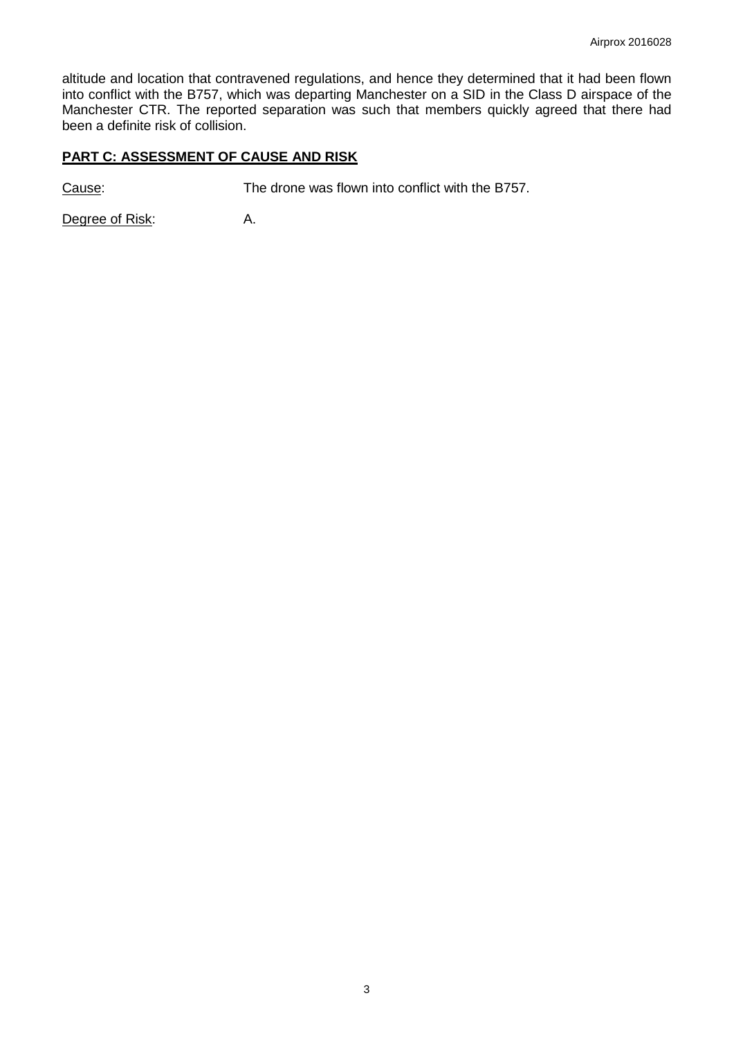altitude and location that contravened regulations, and hence they determined that it had been flown into conflict with the B757, which was departing Manchester on a SID in the Class D airspace of the Manchester CTR. The reported separation was such that members quickly agreed that there had been a definite risk of collision.

## PART C: ASSESSMENT OF CAUSE AND RISK

Cause: The drone was flown into conflict with the B757.

Degree of Risk: A.